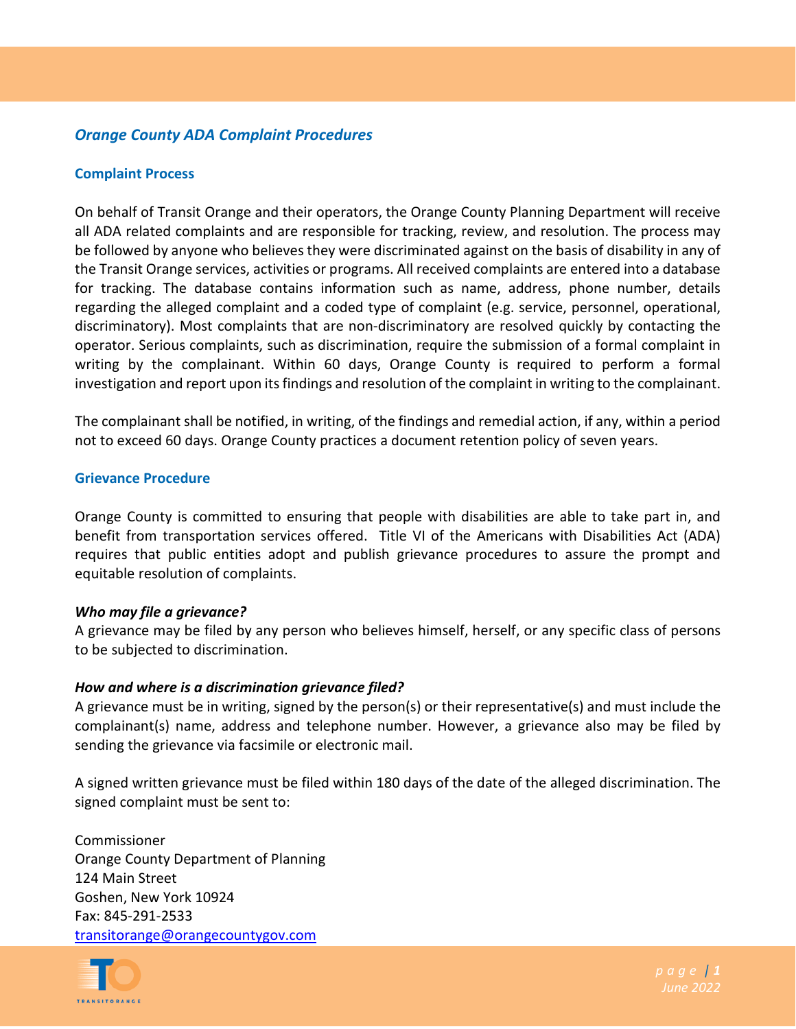## *Orange County ADA Complaint Procedures*

### Complaint Process

On behalf of Transit Orange and their operators, the Orange County Planning Department will receive all ADA related complaints and are responsible for tracking, review, and resolution. The process may be followed by anyone who believes they were discriminated against on the basis of disability in any of the Transit Orange services, activities or programs. All received complaints are entered into a database for tracking. The database contains information such as name, address, phone number, details regarding the alleged complaint and a coded type of complaint (e.g. service, personnel, operational, discriminatory). Most complaints that are non-discriminatory are resolved quickly by contacting the operator. Serious complaints, such as discrimination, require the submission of a formal complaint in writing by the complainant. Within 60 days, Orange County is required to perform a formal investigation and report upon its findings and resolution of the complaint in writing to the complainant.

The complainant shall be notified, in writing, of the findings and remedial action, if any, within a period not to exceed 60 days. Orange County practices a document retention policy of seven years.

### Grievance Procedure

Orange County is committed to ensuring that people with disabilities are able to take part in, and benefit from transportation services offered. Title VI of the Americans with Disabilities Act (ADA) requires that public entities adopt and publish grievance procedures to assure the prompt and equitable resolution of complaints.

***Who may file a grievance?***

A grievance may be filed by any person who believes himself, herself, or any specific class of persons to be subjected to discrimination.

***How and where is a discrimination grievance filed?***

A grievance must be in writing, signed by the person(s) or their representative(s) and must include the complainant(s) name, address and telephone number. However, a grievance also may be filed by sending the grievance via facsimile or electronic mail.

A signed written grievance must be filed within 180 days of the date of the alleged discrimination. The signed complaint must be sent to:

Commissioner
Orange County Department of Planning
124 Main Street
Goshen, New York 10924
Fax: 845-291-2533
[transitorange@orangecountygov.com](mailto:transitorange@orangecountygov.com)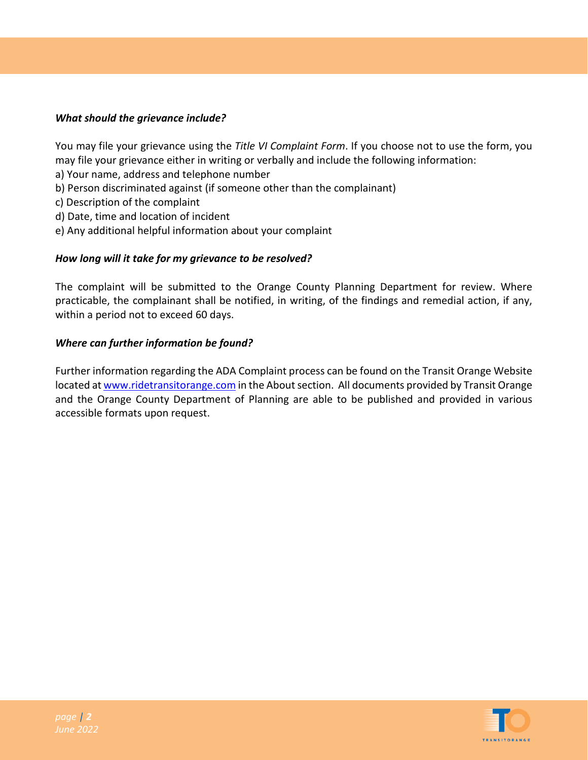***What should the grievance include?***

You may file your grievance using the *Title VI Complaint Form*. If you choose not to use the form, you may file your grievance either in writing or verbally and include the following information:

a) Your name, address and telephone number
b) Person discriminated against (if someone other than the complainant)
c) Description of the complaint
d) Date, time and location of incident
e) Any additional helpful information about your complaint

***How long will it take for my grievance to be resolved?***

The complaint will be submitted to the Orange County Planning Department for review. Where practicable, the complainant shall be notified, in writing, of the findings and remedial action, if any, within a period not to exceed 60 days.

***Where can further information be found?***

Further information regarding the ADA Complaint process can be found on the Transit Orange Website located at [www.ridetransitorange.com](http://www.ridetransitorange.com) in the About section. All documents provided by Transit Orange and the Orange County Department of Planning are able to be published and provided in various accessible formats upon request.